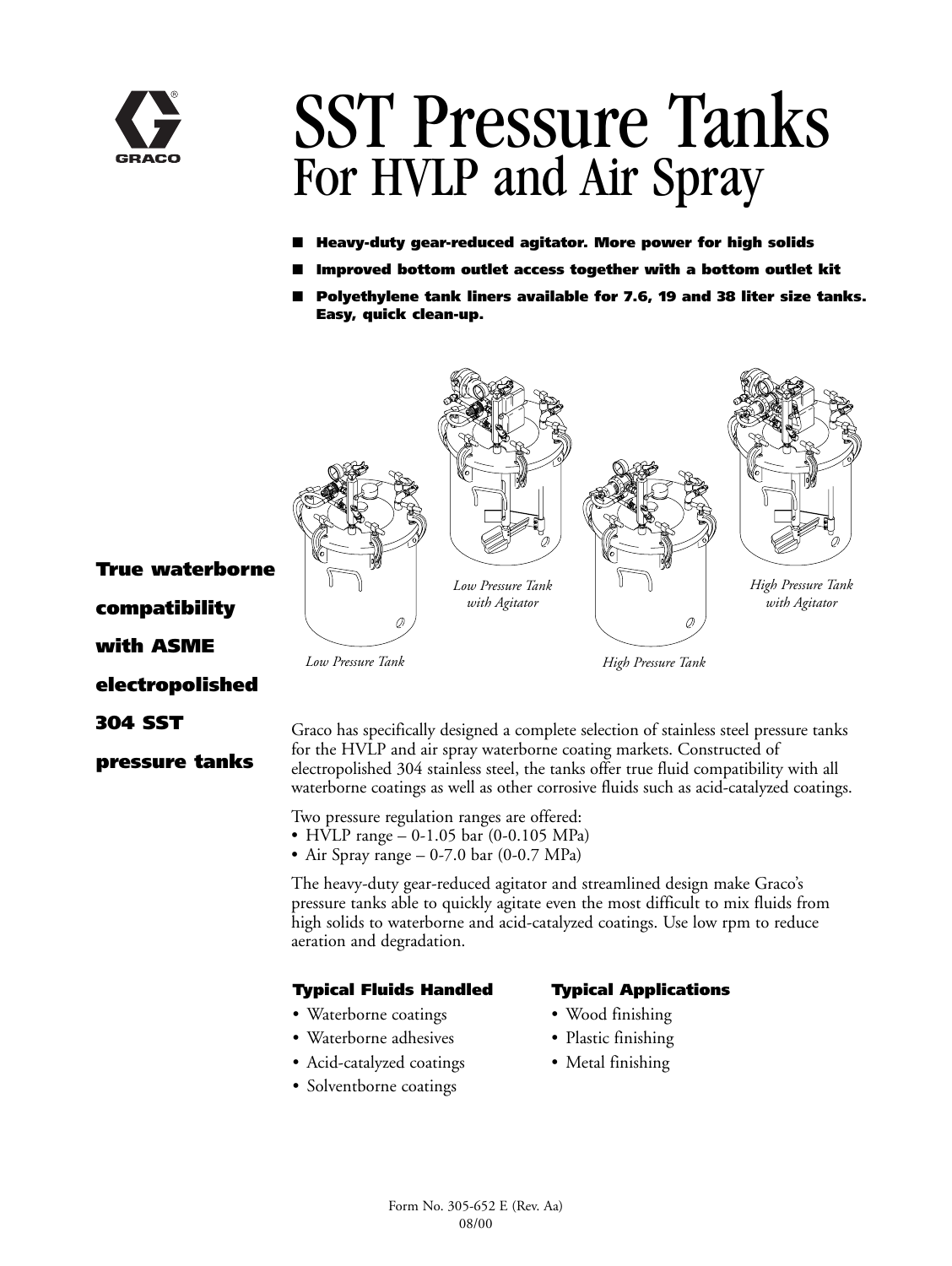# SST Pressure Tanks
## For HVLP and Air Spray

- **Heavy-duty gear-reduced agitator. More power for high solids**
- **Improved bottom outlet access together with a bottom outlet kit**
- **Polyethylene tank liners available for 7.6, 19 and 38 liter size tanks. Easy, quick clean-up.**

*Low Pressure Tank*

*Low Pressure Tank with Agitator*

*High Pressure Tank*

*High Pressure Tank with Agitator*

**True waterborne compatibility with ASME electropolished 304 SST pressure tanks**

Graco has specifically designed a complete selection of stainless steel pressure tanks for the HVLP and air spray waterborne coating markets. Constructed of electropolished 304 stainless steel, the tanks offer true fluid compatibility with all waterborne coatings as well as other corrosive fluids such as acid-catalyzed coatings.

Two pressure regulation ranges are offered:

- HVLP range – 0-1.05 bar (0-0.105 MPa)
- Air Spray range – 0-7.0 bar (0-0.7 MPa)

The heavy-duty gear-reduced agitator and streamlined design make Graco's pressure tanks able to quickly agitate even the most difficult to mix fluids from high solids to waterborne and acid-catalyzed coatings. Use low rpm to reduce aeration and degradation.

### Typical Fluids Handled

- Waterborne coatings
- Waterborne adhesives
- Acid-catalyzed coatings
- Solventborne coatings

### Typical Applications

- Wood finishing
- Plastic finishing
- Metal finishing

Form No. 305-652 E (Rev. Aa)
08/00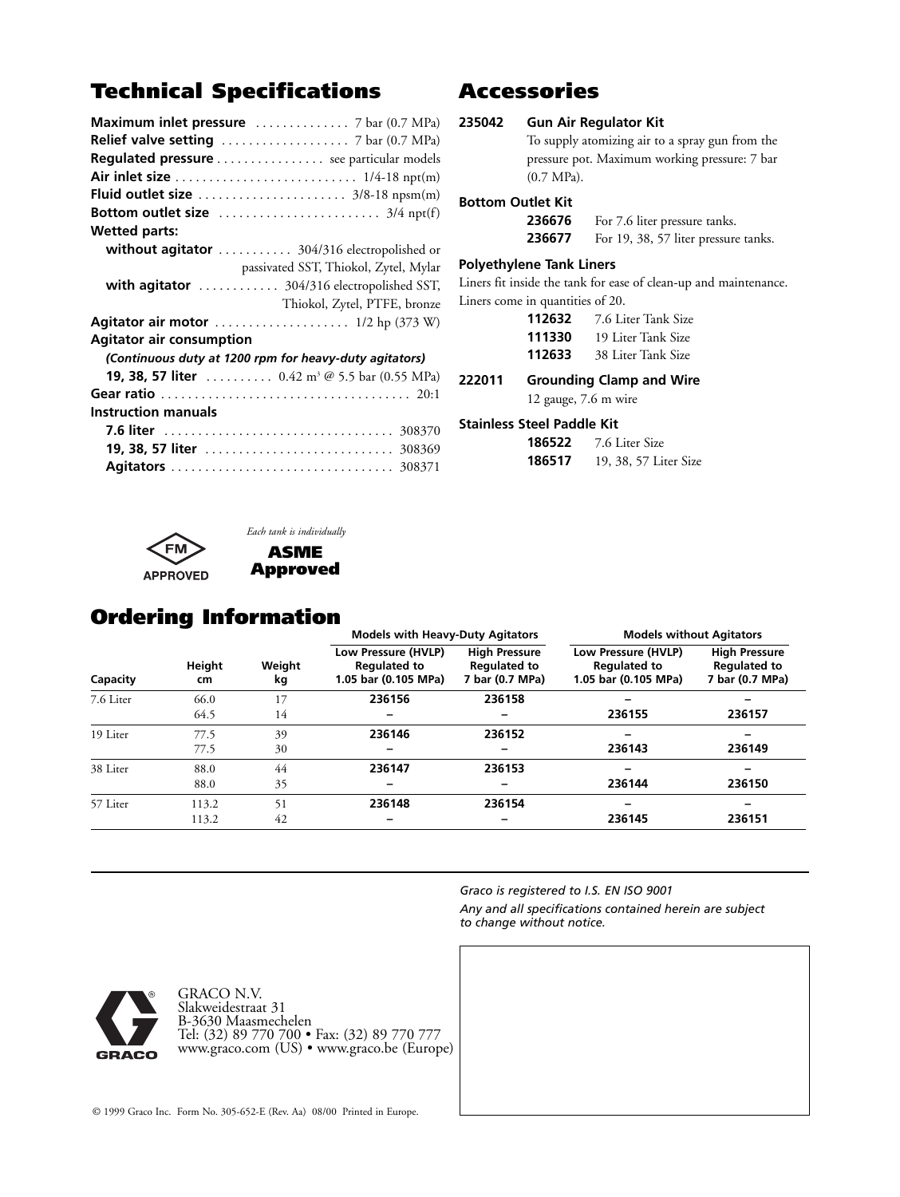## Technical Specifications

**Maximum inlet pressure** .............. 7 bar (0.7 MPa)
**Relief valve setting** ................... 7 bar (0.7 MPa)
**Regulated pressure** ................ see particular models
**Air inlet size** ........................... 1/4-18 npt(m)
**Fluid outlet size** ...................... 3/8-18 npsm(m)
**Bottom outlet size** ........................ 3/4 npt(f)
**Wetted parts:**
  **without agitator** ........... 304/316 electropolished or passivated SST, Thiokol, Zytel, Mylar
  **with agitator** ............ 304/316 electropolished SST, Thiokol, Zytel, PTFE, bronze
**Agitator air motor** .................... 1/2 hp (373 W)
**Agitator air consumption**
  ***(Continuous duty at 1200 rpm for heavy-duty agitators)***
  **19, 38, 57 liter** .......... 0.42 $m^3$ @ 5.5 bar (0.55 MPa)
**Gear ratio** ..................................... 20:1
**Instruction manuals**
  **7.6 liter** .................................. 308370
  **19, 38, 57 liter** ............................ 308369
  **Agitators** ................................. 308371

## Accessories

**235042 Gun Air Regulator Kit**
To supply atomizing air to a spray gun from the pressure pot. Maximum working pressure: 7 bar (0.7 MPa).

**Bottom Outlet Kit**
**236676** For 7.6 liter pressure tanks.
**236677** For 19, 38, 57 liter pressure tanks.

**Polyethylene Tank Liners**
Liners fit inside the tank for ease of clean-up and maintenance. Liners come in quantities of 20.
**112632** 7.6 Liter Tank Size
**111330** 19 Liter Tank Size
**112633** 38 Liter Tank Size

**222011 Grounding Clamp and Wire**
12 gauge, 7.6 m wire

**Stainless Steel Paddle Kit**
**186522** 7.6 Liter Size
**186517** 19, 38, 57 Liter Size

FM APPROVED

*Each tank is individually*
**ASME Approved**

## Ordering Information

| | | | Models with Heavy-Duty Agitators | | Models without Agitators | |
|---|---|---|---|---|---|---|
| Capacity | Height cm | Weight kg | Low Pressure (HVLP) Regulated to 1.05 bar (0.105 MPa) | High Pressure Regulated to 7 bar (0.7 MPa) | Low Pressure (HVLP) Regulated to 1.05 bar (0.105 MPa) | High Pressure Regulated to 7 bar (0.7 MPa) |
| 7.6 Liter | 66.0 | 17 | **236156** | **236158** | – | – |
| | 64.5 | 14 | – | – | **236155** | **236157** |
| 19 Liter | 77.5 | 39 | **236146** | **236152** | – | – |
| | 77.5 | 30 | – | – | **236143** | **236149** |
| 38 Liter | 88.0 | 44 | **236147** | **236153** | – | – |
| | 88.0 | 35 | – | – | **236144** | **236150** |
| 57 Liter | 113.2 | 51 | **236148** | **236154** | – | – |
| | 113.2 | 42 | – | – | **236145** | **236151** |

*Graco is registered to I.S. EN ISO 9001*
*Any and all specifications contained herein are subject to change without notice.*

GRACO N.V.
Slakweidestraat 31
B-3630 Maasmechelen
Tel: (32) 89 770 700 • Fax: (32) 89 770 777
www.graco.com (US) • www.graco.be (Europe)

© 1999 Graco Inc. Form No. 305-652-E (Rev. Aa) 08/00 Printed in Europe.